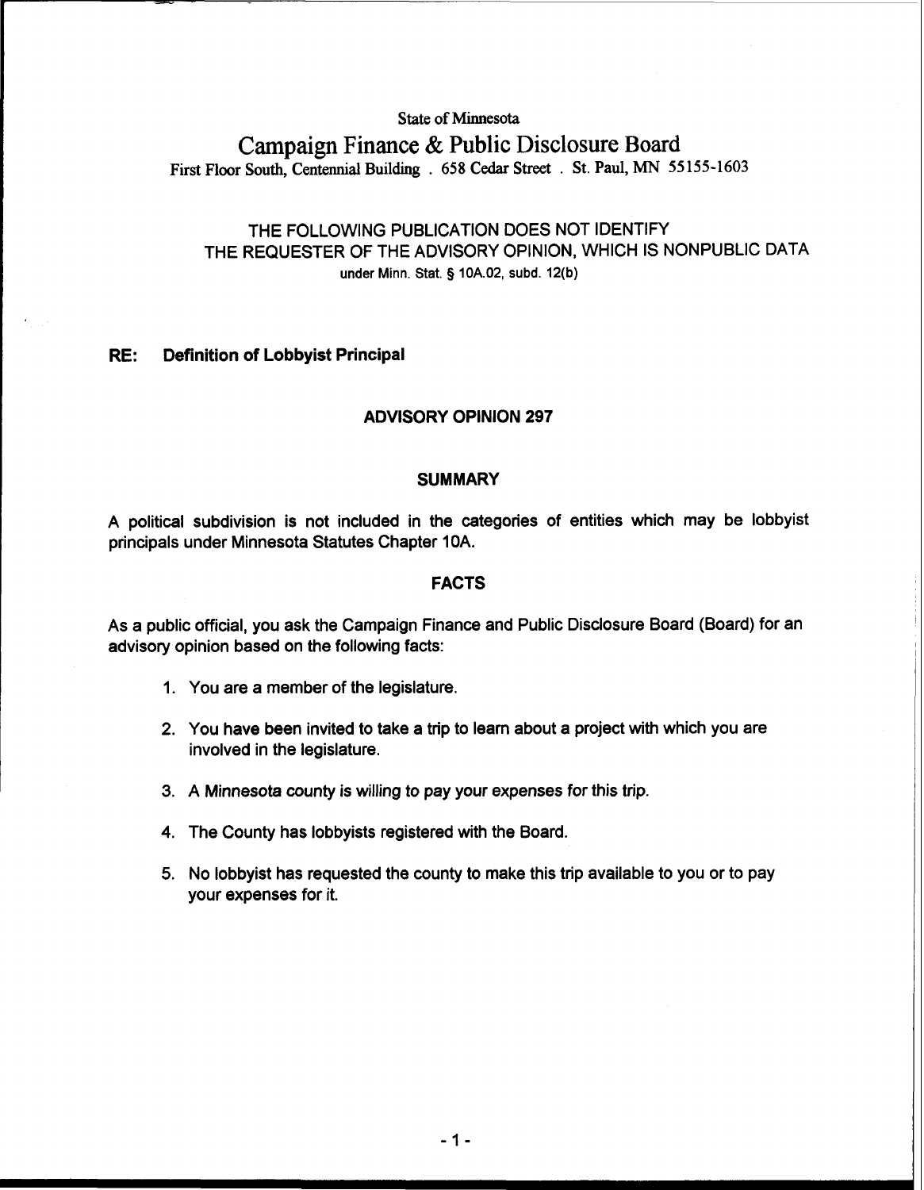State of Minnesota

# Campaign Finance & Public Disclosure Board

First Floor South, Centennial Building . 658 Cedar Street . St. Paul, MN 55155-1603

THE FOLLOWING PUBLICATION DOES NOT IDENTIFY THE REQUESTER OF THE ADVISORY OPINION, WHICH IS NONPUBLIC DATA under Minn. Stat. § 10A.02, subd. 12(b)

**RE: Definition of Lobbyist Principal**

## ADVISORY OPINION 297

### SUMMARY

A political subdivision is not included in the categories of entities which may be lobbyist principals under Minnesota Statutes Chapter 10A.

### FACTS

As a public official, you ask the Campaign Finance and Public Disclosure Board (Board) for an advisory opinion based on the following facts:

1. You are a member of the legislature.
2. You have been invited to take a trip to learn about a project with which you are involved in the legislature.
3. A Minnesota county is willing to pay your expenses for this trip.
4. The County has lobbyists registered with the Board.
5. No lobbyist has requested the county to make this trip available to you or to pay your expenses for it.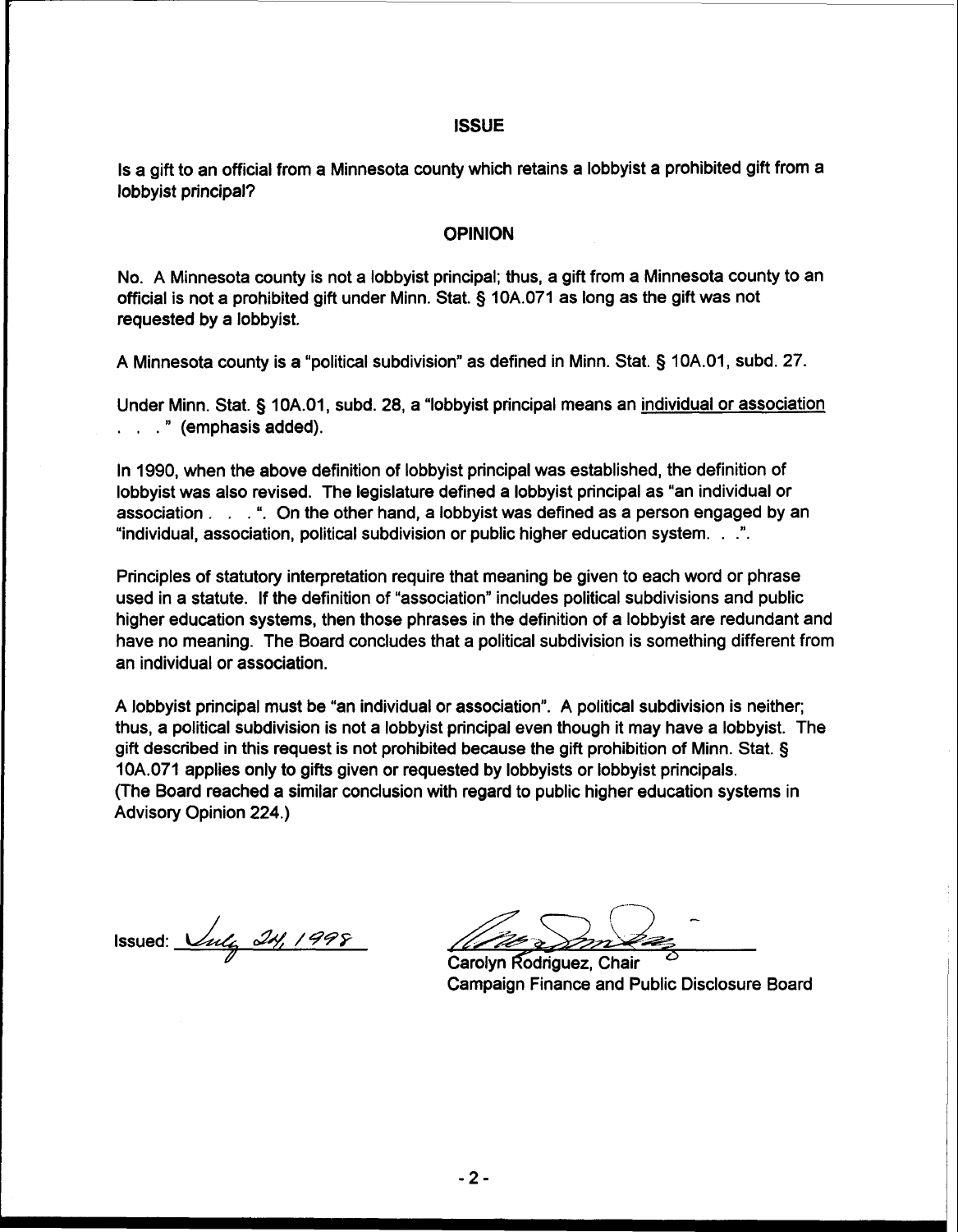## ISSUE

Is a gift to an official from a Minnesota county which retains a lobbyist a prohibited gift from a lobbyist principal?

## OPINION

No. A Minnesota county is not a lobbyist principal; thus, a gift from a Minnesota county to an official is not a prohibited gift under Minn. Stat. § 10A.071 as long as the gift was not requested by a lobbyist.

A Minnesota county is a "political subdivision" as defined in Minn. Stat. § 10A.01, subd. 27.

Under Minn. Stat. § 10A.01, subd. 28, a "lobbyist principal means an <u>individual or association</u> . . . " (emphasis added).

In 1990, when the above definition of lobbyist principal was established, the definition of lobbyist was also revised. The legislature defined a lobbyist principal as "an individual or association . . . ". On the other hand, a lobbyist was defined as a person engaged by an "individual, association, political subdivision or public higher education system. . .".

Principles of statutory interpretation require that meaning be given to each word or phrase used in a statute. If the definition of "association" includes political subdivisions and public higher education systems, then those phrases in the definition of a lobbyist are redundant and have no meaning. The Board concludes that a political subdivision is something different from an individual or association.

A lobbyist principal must be "an individual or association". A political subdivision is neither; thus, a political subdivision is not a lobbyist principal even though it may have a lobbyist. The gift described in this request is not prohibited because the gift prohibition of Minn. Stat. § 10A.071 applies only to gifts given or requested by lobbyists or lobbyist principals. (The Board reached a similar conclusion with regard to public higher education systems in Advisory Opinion 224.)

Issued: July 24, 1998

Carolyn Rodriguez, Chair
Campaign Finance and Public Disclosure Board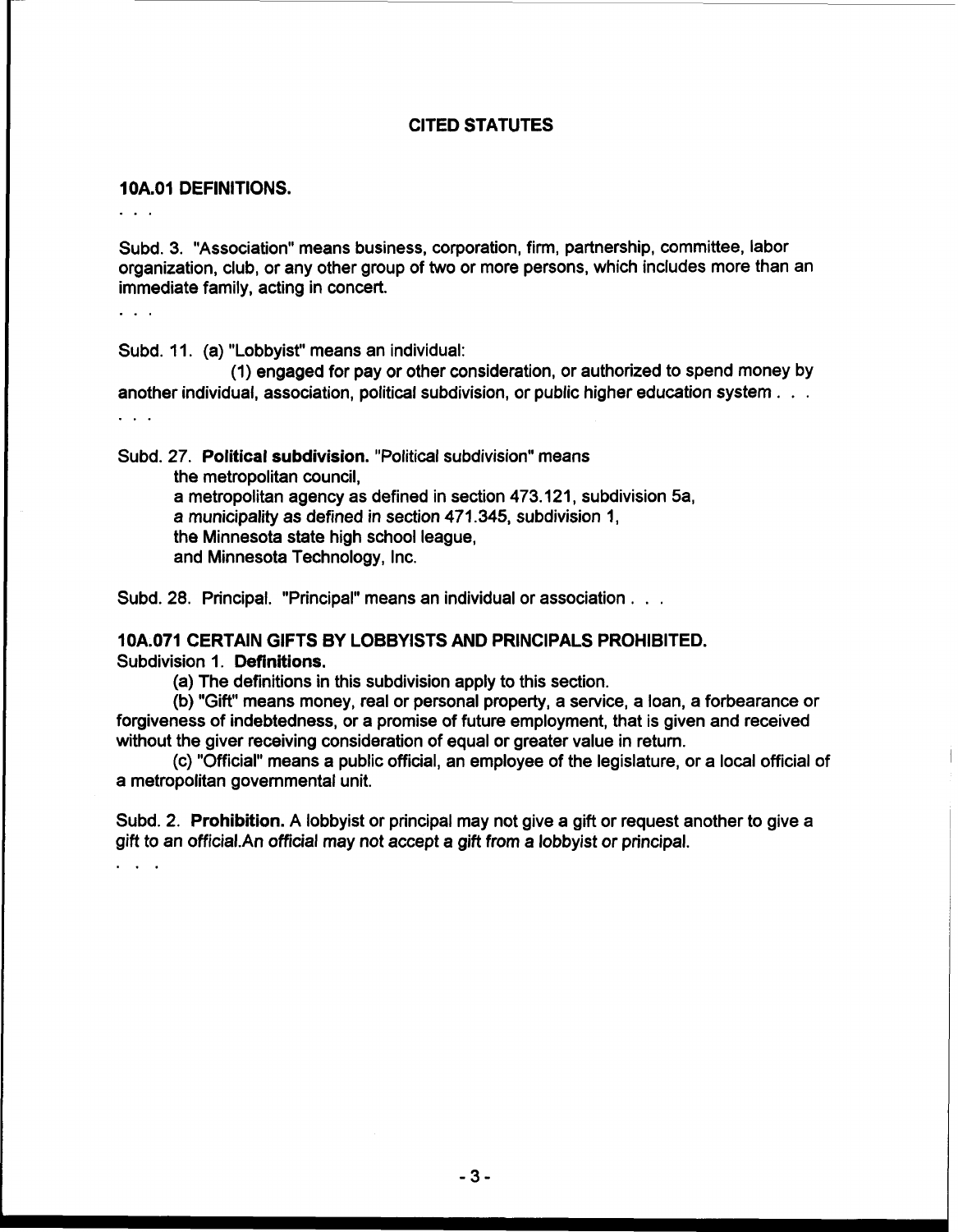## CITED STATUTES

### 10A.01 DEFINITIONS.

. . .

Subd. 3. "Association" means business, corporation, firm, partnership, committee, labor organization, club, or any other group of two or more persons, which includes more than an immediate family, acting in concert.

. . .

Subd. 11. (a) "Lobbyist" means an individual:

(1) engaged for pay or other consideration, or authorized to spend money by another individual, association, political subdivision, or public higher education system . . .

. . .

Subd. 27. **Political subdivision.** "Political subdivision" means
the metropolitan council,
a metropolitan agency as defined in section 473.121, subdivision 5a,
a municipality as defined in section 471.345, subdivision 1,
the Minnesota state high school league,
and Minnesota Technology, Inc.

Subd. 28. Principal. "Principal" means an individual or association . . .

### 10A.071 CERTAIN GIFTS BY LOBBYISTS AND PRINCIPALS PROHIBITED.

Subdivision 1. **Definitions.**

(a) The definitions in this subdivision apply to this section.

(b) "Gift" means money, real or personal property, a service, a loan, a forbearance or forgiveness of indebtedness, or a promise of future employment, that is given and received without the giver receiving consideration of equal or greater value in return.

(c) "Official" means a public official, an employee of the legislature, or a local official of a metropolitan governmental unit.

Subd. 2. **Prohibition.** A lobbyist or principal may not give a gift or request another to give a gift to an official.*An official may not accept a gift from a lobbyist or principal.*

. . .